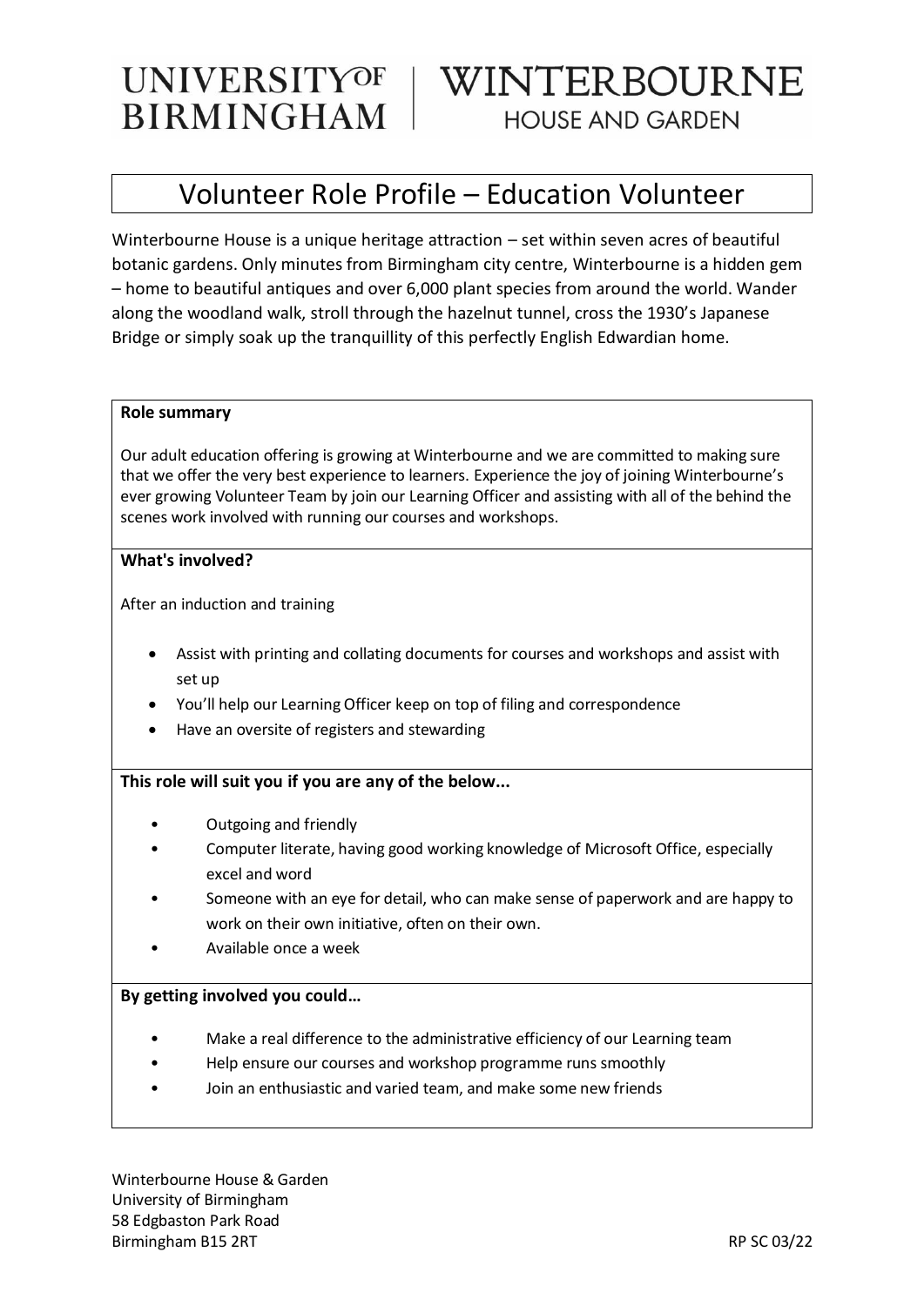UNIVERSITY OF BIRMINGHAM | WINTERBOURNE HOUSE AND GARDEN

# Volunteer Role Profile – Education Volunteer

Winterbourne House is a unique heritage attraction – set within seven acres of beautiful botanic gardens. Only minutes from Birmingham city centre, Winterbourne is a hidden gem – home to beautiful antiques and over 6,000 plant species from around the world. Wander along the woodland walk, stroll through the hazelnut tunnel, cross the 1930's Japanese Bridge or simply soak up the tranquillity of this perfectly English Edwardian home.

**Role summary**

Our adult education offering is growing at Winterbourne and we are committed to making sure that we offer the very best experience to learners. Experience the joy of joining Winterbourne's ever growing Volunteer Team by join our Learning Officer and assisting with all of the behind the scenes work involved with running our courses and workshops.

**What's involved?**

After an induction and training

- Assist with printing and collating documents for courses and workshops and assist with set up
- You'll help our Learning Officer keep on top of filing and correspondence
- Have an oversite of registers and stewarding

**This role will suit you if you are any of the below...**

- Outgoing and friendly
- Computer literate, having good working knowledge of Microsoft Office, especially excel and word
- Someone with an eye for detail, who can make sense of paperwork and are happy to work on their own initiative, often on their own.
- Available once a week

**By getting involved you could…**

- Make a real difference to the administrative efficiency of our Learning team
- Help ensure our courses and workshop programme runs smoothly
- Join an enthusiastic and varied team, and make some new friends

Winterbourne House & Garden
University of Birmingham
58 Edgbaston Park Road
Birmingham B15 2RT

RP SC 03/22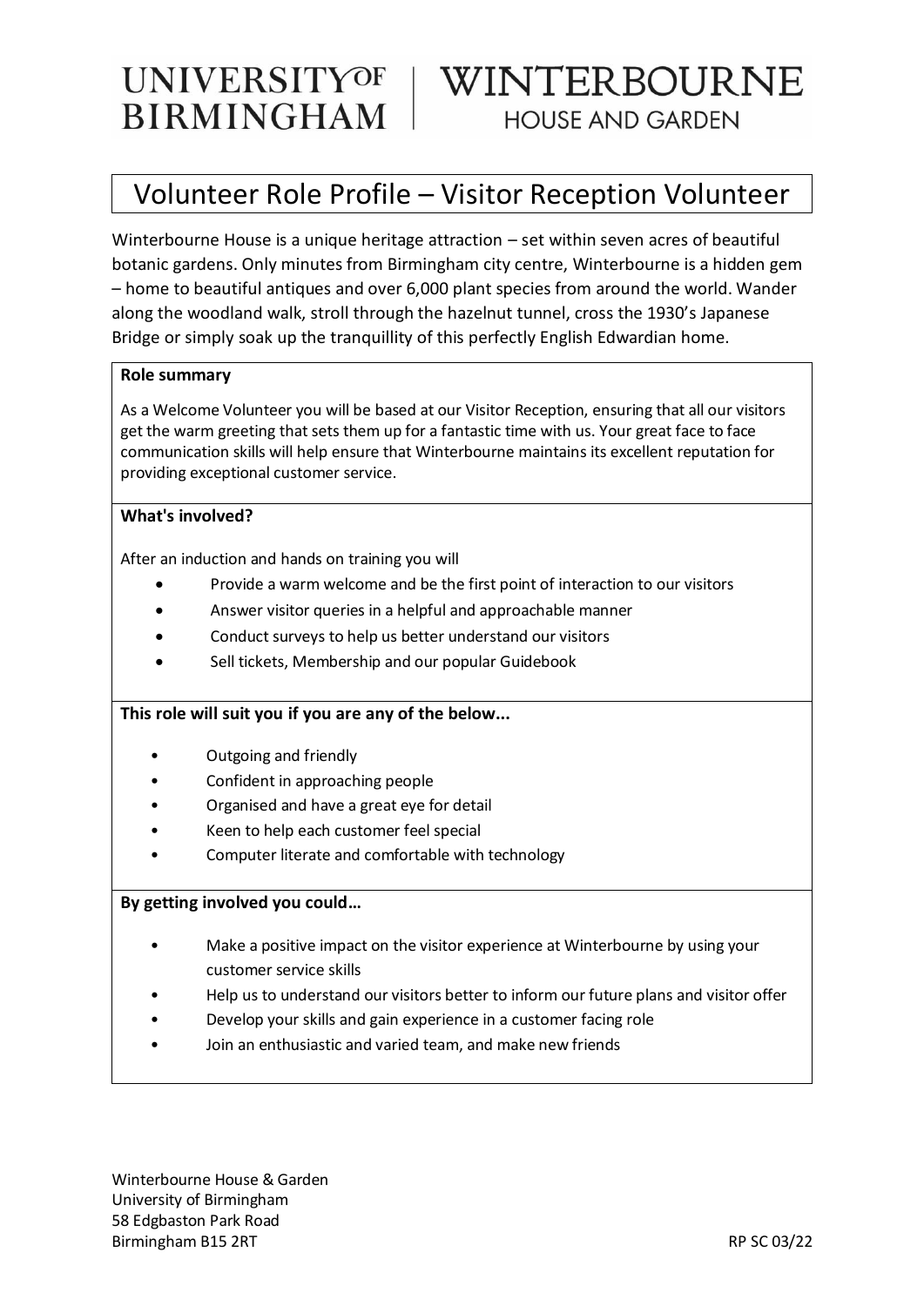UNIVERSITY OF BIRMINGHAM | WINTERBOURNE HOUSE AND GARDEN

# Volunteer Role Profile – Visitor Reception Volunteer

Winterbourne House is a unique heritage attraction – set within seven acres of beautiful botanic gardens. Only minutes from Birmingham city centre, Winterbourne is a hidden gem – home to beautiful antiques and over 6,000 plant species from around the world. Wander along the woodland walk, stroll through the hazelnut tunnel, cross the 1930's Japanese Bridge or simply soak up the tranquillity of this perfectly English Edwardian home.

**Role summary**

As a Welcome Volunteer you will be based at our Visitor Reception, ensuring that all our visitors get the warm greeting that sets them up for a fantastic time with us. Your great face to face communication skills will help ensure that Winterbourne maintains its excellent reputation for providing exceptional customer service.

**What's involved?**

After an induction and hands on training you will

- Provide a warm welcome and be the first point of interaction to our visitors
- Answer visitor queries in a helpful and approachable manner
- Conduct surveys to help us better understand our visitors
- Sell tickets, Membership and our popular Guidebook

**This role will suit you if you are any of the below...**

- Outgoing and friendly
- Confident in approaching people
- Organised and have a great eye for detail
- Keen to help each customer feel special
- Computer literate and comfortable with technology

**By getting involved you could…**

- Make a positive impact on the visitor experience at Winterbourne by using your customer service skills
- Help us to understand our visitors better to inform our future plans and visitor offer
- Develop your skills and gain experience in a customer facing role
- Join an enthusiastic and varied team, and make new friends

Winterbourne House & Garden
University of Birmingham
58 Edgbaston Park Road
Birmingham B15 2RT

RP SC 03/22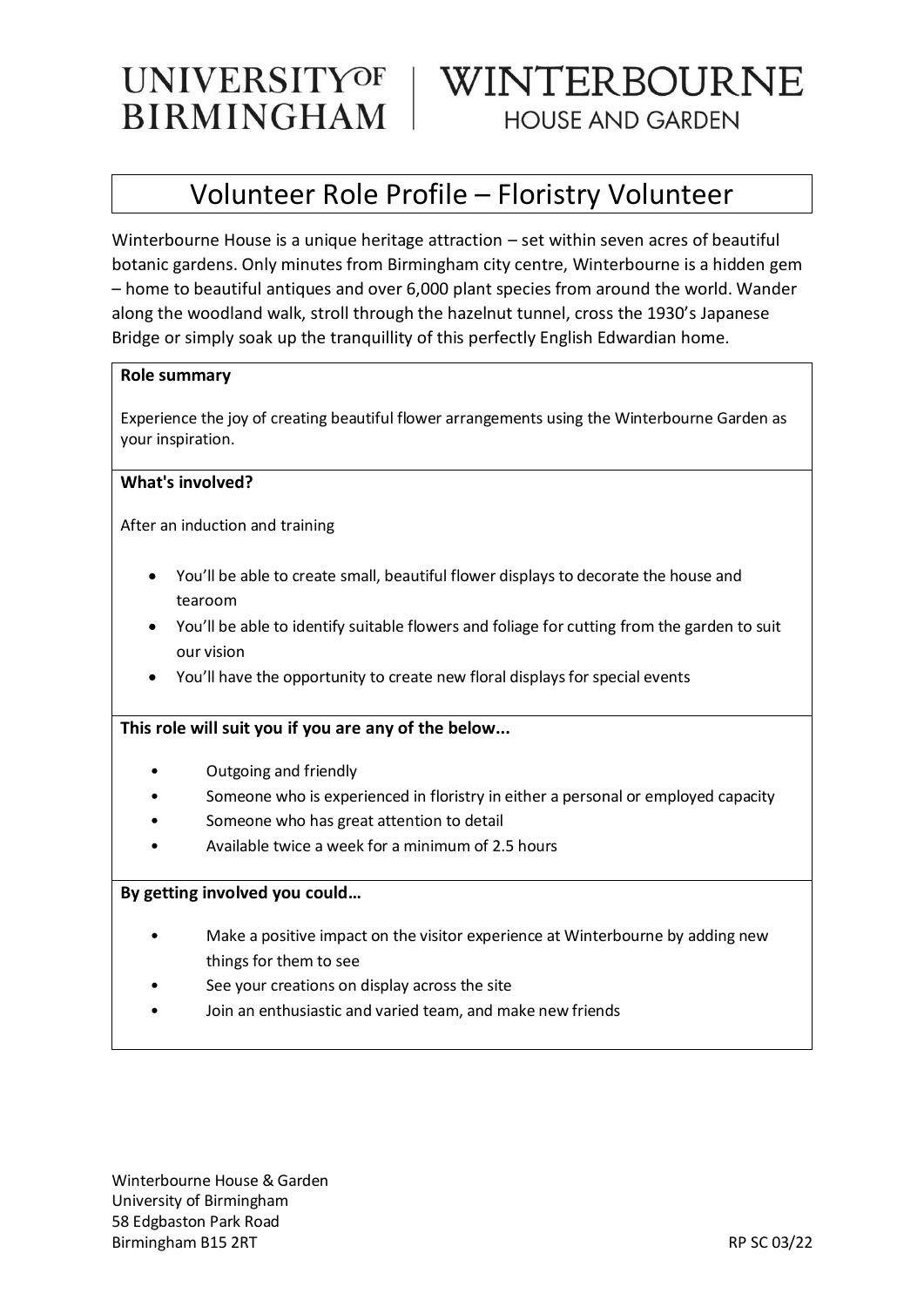UNIVERSITY OF BIRMINGHAM | WINTERBOURNE HOUSE AND GARDEN

# Volunteer Role Profile – Floristry Volunteer

Winterbourne House is a unique heritage attraction – set within seven acres of beautiful botanic gardens. Only minutes from Birmingham city centre, Winterbourne is a hidden gem – home to beautiful antiques and over 6,000 plant species from around the world. Wander along the woodland walk, stroll through the hazelnut tunnel, cross the 1930's Japanese Bridge or simply soak up the tranquillity of this perfectly English Edwardian home.

**Role summary**

Experience the joy of creating beautiful flower arrangements using the Winterbourne Garden as your inspiration.

**What's involved?**

After an induction and training

- You'll be able to create small, beautiful flower displays to decorate the house and tearoom
- You'll be able to identify suitable flowers and foliage for cutting from the garden to suit our vision
- You'll have the opportunity to create new floral displays for special events

**This role will suit you if you are any of the below...**

- Outgoing and friendly
- Someone who is experienced in floristry in either a personal or employed capacity
- Someone who has great attention to detail
- Available twice a week for a minimum of 2.5 hours

**By getting involved you could…**

- Make a positive impact on the visitor experience at Winterbourne by adding new things for them to see
- See your creations on display across the site
- Join an enthusiastic and varied team, and make new friends

Winterbourne House & Garden
University of Birmingham
58 Edgbaston Park Road
Birmingham B15 2RT

RP SC 03/22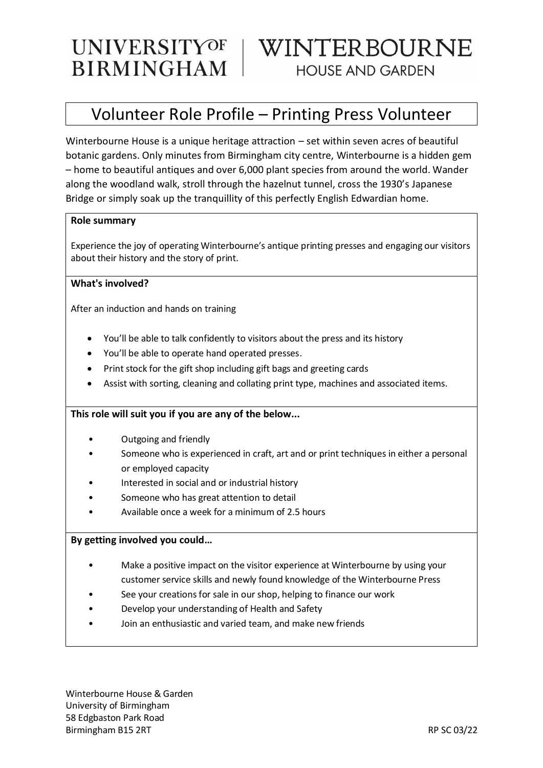UNIVERSITY OF BIRMINGHAM | WINTERBOURNE HOUSE AND GARDEN

# Volunteer Role Profile – Printing Press Volunteer

Winterbourne House is a unique heritage attraction – set within seven acres of beautiful botanic gardens. Only minutes from Birmingham city centre, Winterbourne is a hidden gem – home to beautiful antiques and over 6,000 plant species from around the world. Wander along the woodland walk, stroll through the hazelnut tunnel, cross the 1930's Japanese Bridge or simply soak up the tranquillity of this perfectly English Edwardian home.

**Role summary**

Experience the joy of operating Winterbourne's antique printing presses and engaging our visitors about their history and the story of print.

**What's involved?**

After an induction and hands on training

- You'll be able to talk confidently to visitors about the press and its history
- You'll be able to operate hand operated presses.
- Print stock for the gift shop including gift bags and greeting cards
- Assist with sorting, cleaning and collating print type, machines and associated items.

**This role will suit you if you are any of the below...**

- Outgoing and friendly
- Someone who is experienced in craft, art and or print techniques in either a personal or employed capacity
- Interested in social and or industrial history
- Someone who has great attention to detail
- Available once a week for a minimum of 2.5 hours

**By getting involved you could…**

- Make a positive impact on the visitor experience at Winterbourne by using your customer service skills and newly found knowledge of the Winterbourne Press
- See your creations for sale in our shop, helping to finance our work
- Develop your understanding of Health and Safety
- Join an enthusiastic and varied team, and make new friends

Winterbourne House & Garden
University of Birmingham
58 Edgbaston Park Road
Birmingham B15 2RT

RP SC 03/22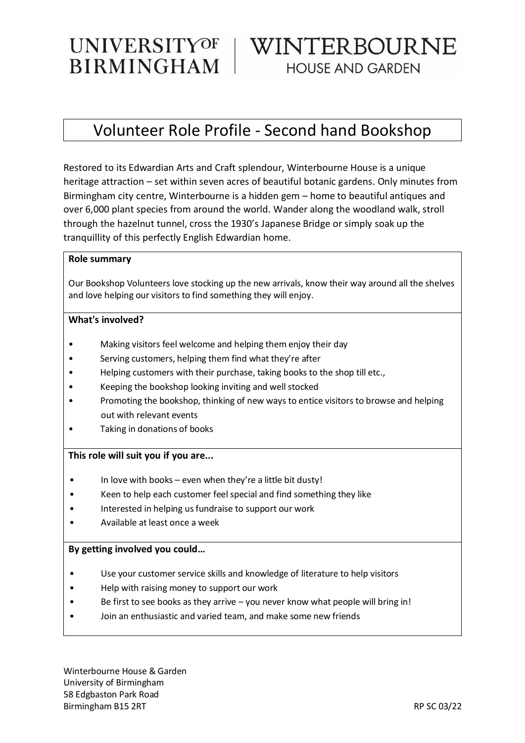UNIVERSITY OF BIRMINGHAM | WINTERBOURNE HOUSE AND GARDEN

# Volunteer Role Profile - Second hand Bookshop

Restored to its Edwardian Arts and Craft splendour, Winterbourne House is a unique heritage attraction – set within seven acres of beautiful botanic gardens. Only minutes from Birmingham city centre, Winterbourne is a hidden gem – home to beautiful antiques and over 6,000 plant species from around the world. Wander along the woodland walk, stroll through the hazelnut tunnel, cross the 1930's Japanese Bridge or simply soak up the tranquillity of this perfectly English Edwardian home.

**Role summary**

Our Bookshop Volunteers love stocking up the new arrivals, know their way around all the shelves and love helping our visitors to find something they will enjoy.

**What's involved?**

- Making visitors feel welcome and helping them enjoy their day
- Serving customers, helping them find what they're after
- Helping customers with their purchase, taking books to the shop till etc.,
- Keeping the bookshop looking inviting and well stocked
- Promoting the bookshop, thinking of new ways to entice visitors to browse and helping out with relevant events
- Taking in donations of books

**This role will suit you if you are...**

- In love with books – even when they're a little bit dusty!
- Keen to help each customer feel special and find something they like
- Interested in helping us fundraise to support our work
- Available at least once a week

**By getting involved you could…**

- Use your customer service skills and knowledge of literature to help visitors
- Help with raising money to support our work
- Be first to see books as they arrive – you never know what people will bring in!
- Join an enthusiastic and varied team, and make some new friends

Winterbourne House & Garden
University of Birmingham
58 Edgbaston Park Road
Birmingham B15 2RT

RP SC 03/22